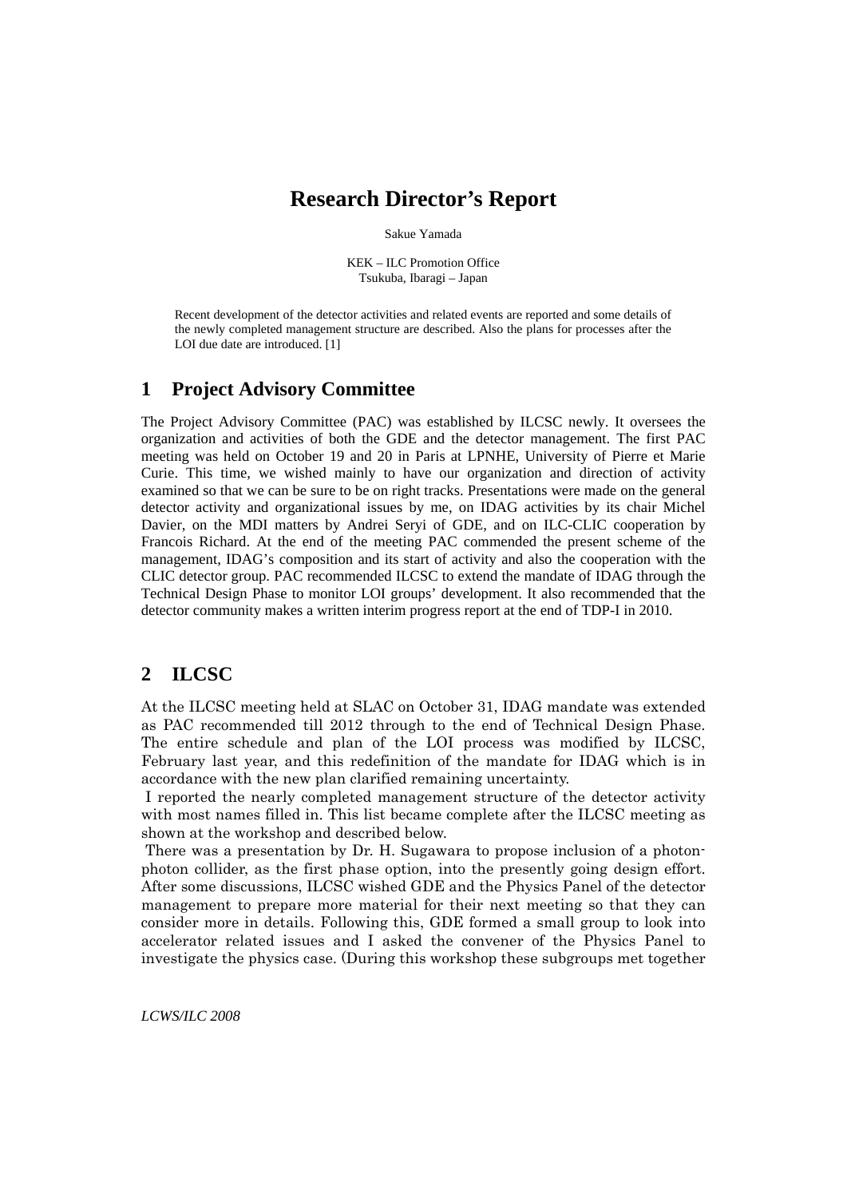# Research Director's Report

Sakue Yamada

KEK – ILC Promotion Office
Tsukuba, Ibaragi – Japan

Recent development of the detector activities and related events are reported and some details of the newly completed management structure are described. Also the plans for processes after the LOI due date are introduced. [1]

## 1 Project Advisory Committee

The Project Advisory Committee (PAC) was established by ILCSC newly. It oversees the organization and activities of both the GDE and the detector management. The first PAC meeting was held on October 19 and 20 in Paris at LPNHE, University of Pierre et Marie Curie. This time, we wished mainly to have our organization and direction of activity examined so that we can be sure to be on right tracks. Presentations were made on the general detector activity and organizational issues by me, on IDAG activities by its chair Michel Davier, on the MDI matters by Andrei Seryi of GDE, and on ILC-CLIC cooperation by Francois Richard. At the end of the meeting PAC commended the present scheme of the management, IDAG's composition and its start of activity and also the cooperation with the CLIC detector group. PAC recommended ILCSC to extend the mandate of IDAG through the Technical Design Phase to monitor LOI groups' development. It also recommended that the detector community makes a written interim progress report at the end of TDP-I in 2010.

## 2 ILCSC

At the ILCSC meeting held at SLAC on October 31, IDAG mandate was extended as PAC recommended till 2012 through to the end of Technical Design Phase. The entire schedule and plan of the LOI process was modified by ILCSC, February last year, and this redefinition of the mandate for IDAG which is in accordance with the new plan clarified remaining uncertainty.

I reported the nearly completed management structure of the detector activity with most names filled in. This list became complete after the ILCSC meeting as shown at the workshop and described below.

There was a presentation by Dr. H. Sugawara to propose inclusion of a photon-photon collider, as the first phase option, into the presently going design effort. After some discussions, ILCSC wished GDE and the Physics Panel of the detector management to prepare more material for their next meeting so that they can consider more in details. Following this, GDE formed a small group to look into accelerator related issues and I asked the convener of the Physics Panel to investigate the physics case. (During this workshop these subgroups met together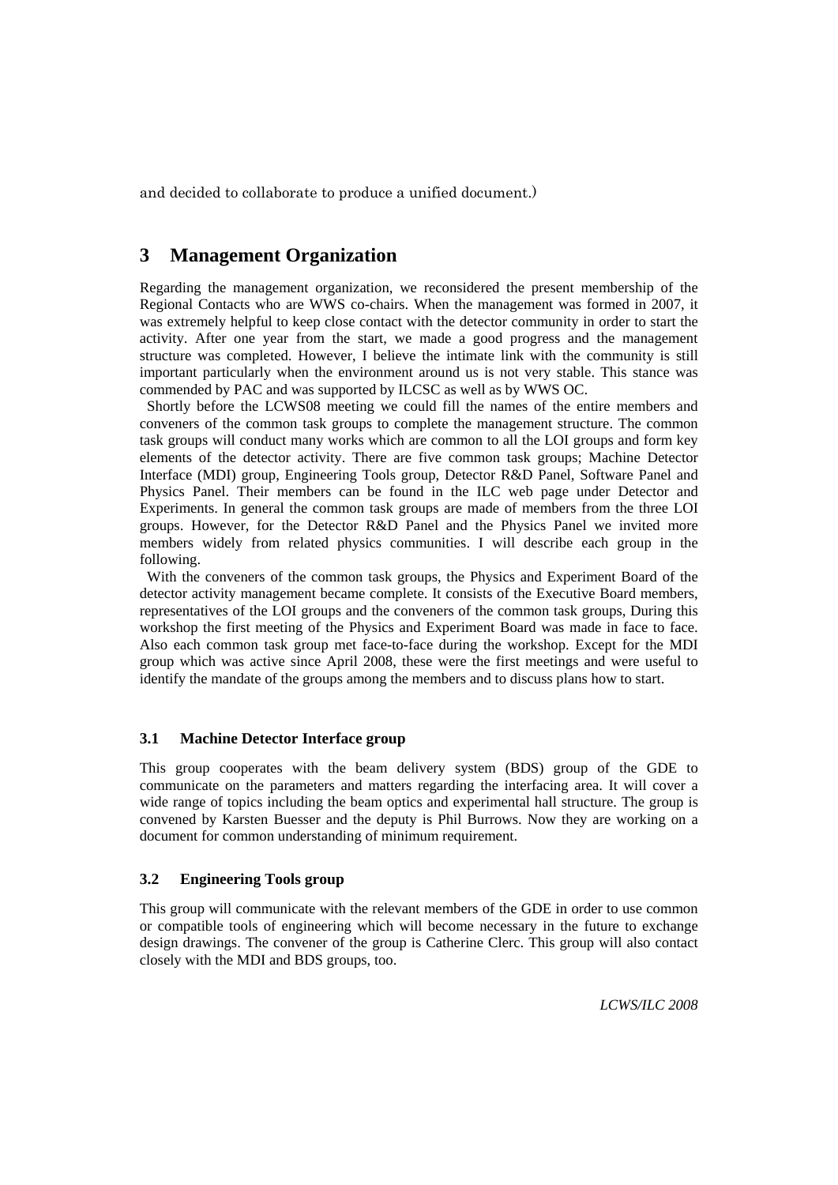and decided to collaborate to produce a unified document.)

## 3 Management Organization

Regarding the management organization, we reconsidered the present membership of the Regional Contacts who are WWS co-chairs. When the management was formed in 2007, it was extremely helpful to keep close contact with the detector community in order to start the activity. After one year from the start, we made a good progress and the management structure was completed. However, I believe the intimate link with the community is still important particularly when the environment around us is not very stable. This stance was commended by PAC and was supported by ILCSC as well as by WWS OC.

Shortly before the LCWS08 meeting we could fill the names of the entire members and conveners of the common task groups to complete the management structure. The common task groups will conduct many works which are common to all the LOI groups and form key elements of the detector activity. There are five common task groups; Machine Detector Interface (MDI) group, Engineering Tools group, Detector R&D Panel, Software Panel and Physics Panel. Their members can be found in the ILC web page under Detector and Experiments. In general the common task groups are made of members from the three LOI groups. However, for the Detector R&D Panel and the Physics Panel we invited more members widely from related physics communities. I will describe each group in the following.

With the conveners of the common task groups, the Physics and Experiment Board of the detector activity management became complete. It consists of the Executive Board members, representatives of the LOI groups and the conveners of the common task groups, During this workshop the first meeting of the Physics and Experiment Board was made in face to face. Also each common task group met face-to-face during the workshop. Except for the MDI group which was active since April 2008, these were the first meetings and were useful to identify the mandate of the groups among the members and to discuss plans how to start.

### 3.1 Machine Detector Interface group

This group cooperates with the beam delivery system (BDS) group of the GDE to communicate on the parameters and matters regarding the interfacing area. It will cover a wide range of topics including the beam optics and experimental hall structure. The group is convened by Karsten Buesser and the deputy is Phil Burrows. Now they are working on a document for common understanding of minimum requirement.

### 3.2 Engineering Tools group

This group will communicate with the relevant members of the GDE in order to use common or compatible tools of engineering which will become necessary in the future to exchange design drawings. The convener of the group is Catherine Clerc. This group will also contact closely with the MDI and BDS groups, too.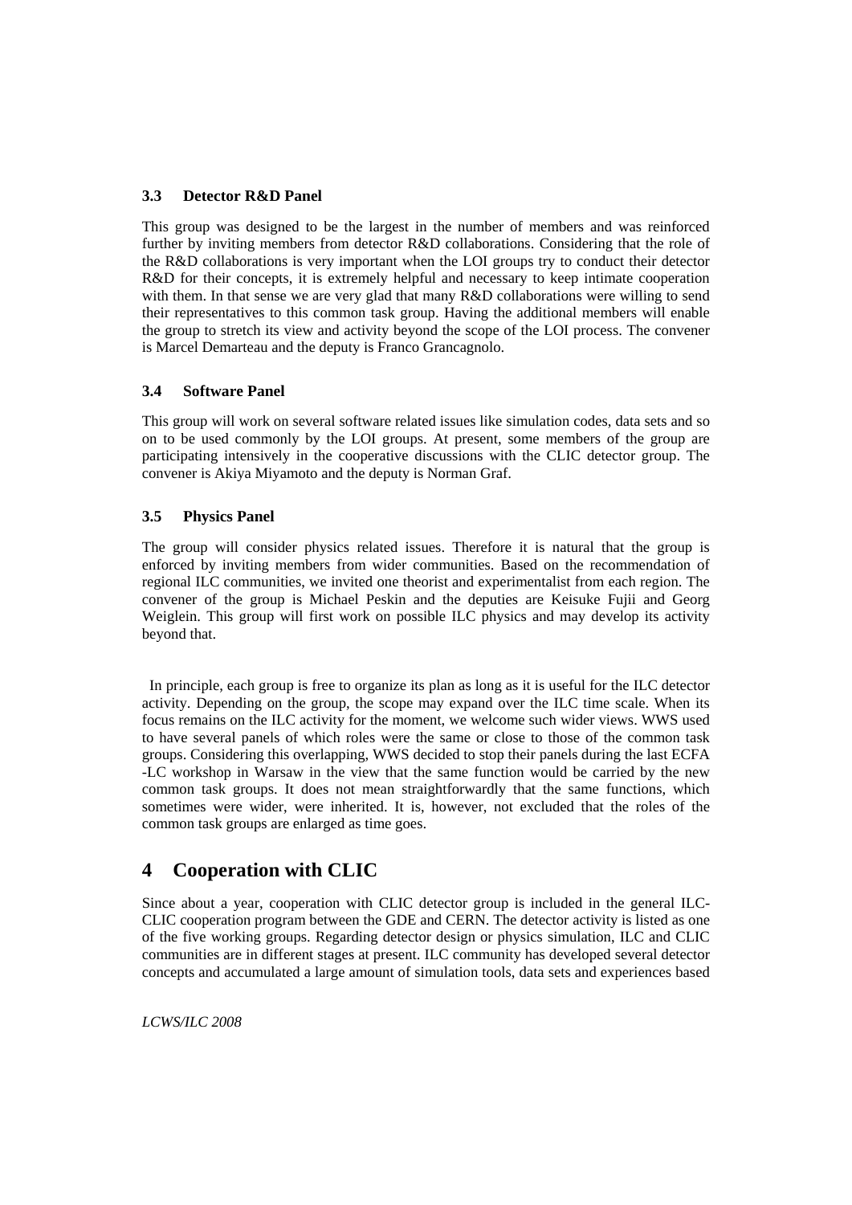### 3.3 Detector R&D Panel

This group was designed to be the largest in the number of members and was reinforced further by inviting members from detector R&D collaborations. Considering that the role of the R&D collaborations is very important when the LOI groups try to conduct their detector R&D for their concepts, it is extremely helpful and necessary to keep intimate cooperation with them. In that sense we are very glad that many R&D collaborations were willing to send their representatives to this common task group. Having the additional members will enable the group to stretch its view and activity beyond the scope of the LOI process. The convener is Marcel Demarteau and the deputy is Franco Grancagnolo.

### 3.4 Software Panel

This group will work on several software related issues like simulation codes, data sets and so on to be used commonly by the LOI groups. At present, some members of the group are participating intensively in the cooperative discussions with the CLIC detector group. The convener is Akiya Miyamoto and the deputy is Norman Graf.

### 3.5 Physics Panel

The group will consider physics related issues. Therefore it is natural that the group is enforced by inviting members from wider communities. Based on the recommendation of regional ILC communities, we invited one theorist and experimentalist from each region. The convener of the group is Michael Peskin and the deputies are Keisuke Fujii and Georg Weiglein. This group will first work on possible ILC physics and may develop its activity beyond that.

In principle, each group is free to organize its plan as long as it is useful for the ILC detector activity. Depending on the group, the scope may expand over the ILC time scale. When its focus remains on the ILC activity for the moment, we welcome such wider views. WWS used to have several panels of which roles were the same or close to those of the common task groups. Considering this overlapping, WWS decided to stop their panels during the last ECFA -LC workshop in Warsaw in the view that the same function would be carried by the new common task groups. It does not mean straightforwardly that the same functions, which sometimes were wider, were inherited. It is, however, not excluded that the roles of the common task groups are enlarged as time goes.

## 4 Cooperation with CLIC

Since about a year, cooperation with CLIC detector group is included in the general ILC-CLIC cooperation program between the GDE and CERN. The detector activity is listed as one of the five working groups. Regarding detector design or physics simulation, ILC and CLIC communities are in different stages at present. ILC community has developed several detector concepts and accumulated a large amount of simulation tools, data sets and experiences based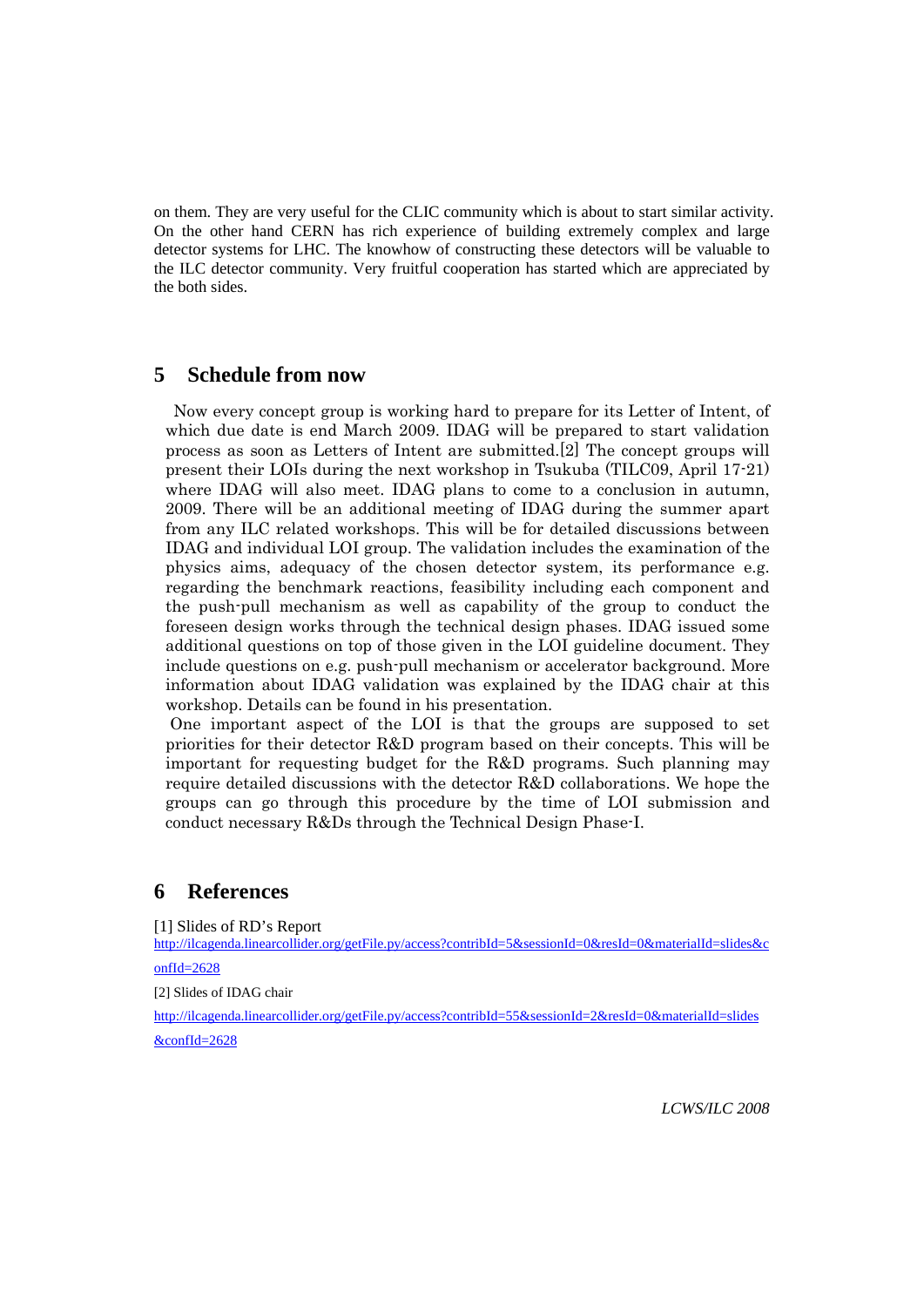on them. They are very useful for the CLIC community which is about to start similar activity. On the other hand CERN has rich experience of building extremely complex and large detector systems for LHC. The knowhow of constructing these detectors will be valuable to the ILC detector community. Very fruitful cooperation has started which are appreciated by the both sides.

## 5 Schedule from now

Now every concept group is working hard to prepare for its Letter of Intent, of which due date is end March 2009. IDAG will be prepared to start validation process as soon as Letters of Intent are submitted.[2] The concept groups will present their LOIs during the next workshop in Tsukuba (TILC09, April 17-21) where IDAG will also meet. IDAG plans to come to a conclusion in autumn, 2009. There will be an additional meeting of IDAG during the summer apart from any ILC related workshops. This will be for detailed discussions between IDAG and individual LOI group. The validation includes the examination of the physics aims, adequacy of the chosen detector system, its performance e.g. regarding the benchmark reactions, feasibility including each component and the push-pull mechanism as well as capability of the group to conduct the foreseen design works through the technical design phases. IDAG issued some additional questions on top of those given in the LOI guideline document. They include questions on e.g. push-pull mechanism or accelerator background. More information about IDAG validation was explained by the IDAG chair at this workshop. Details can be found in his presentation.

One important aspect of the LOI is that the groups are supposed to set priorities for their detector R&D program based on their concepts. This will be important for requesting budget for the R&D programs. Such planning may require detailed discussions with the detector R&D collaborations. We hope the groups can go through this procedure by the time of LOI submission and conduct necessary R&Ds through the Technical Design Phase-I.

## 6 References

[1] Slides of RD's Report
http://ilcagenda.linearcollider.org/getFile.py/access?contribId=5&sessionId=0&resId=0&materialId=slides&confId=2628

[2] Slides of IDAG chair
http://ilcagenda.linearcollider.org/getFile.py/access?contribId=55&sessionId=2&resId=0&materialId=slides&confId=2628